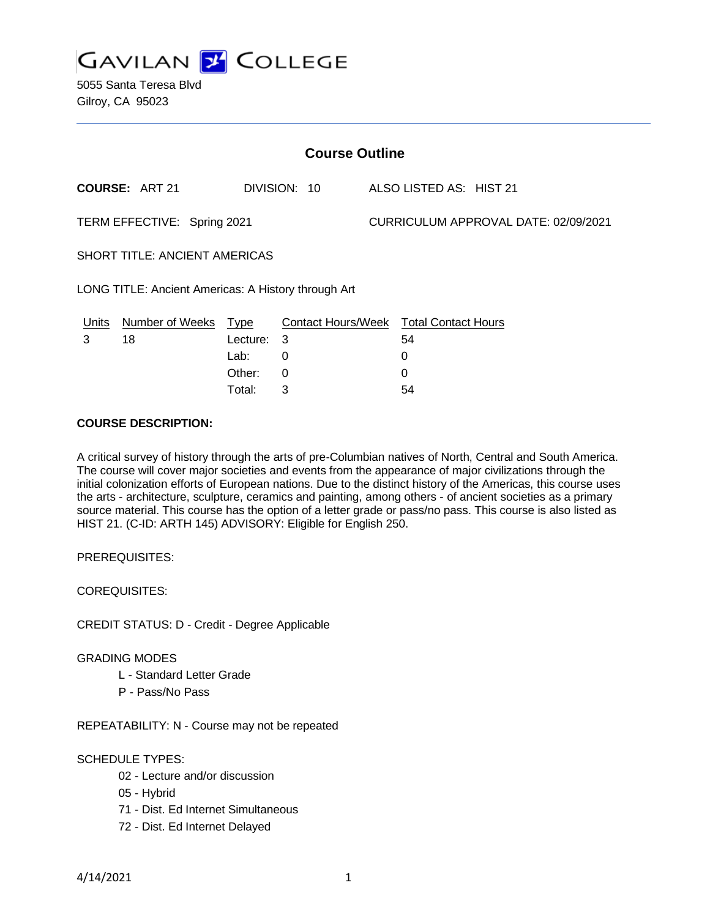# GAVILAN COLLEGE

5055 Santa Teresa Blvd
Gilroy, CA 95023

## Course Outline

**COURSE:** ART 21 DIVISION: 10 ALSO LISTED AS: HIST 21

TERM EFFECTIVE: Spring 2021 CURRICULUM APPROVAL DATE: 02/09/2021

SHORT TITLE: ANCIENT AMERICAS

LONG TITLE: Ancient Americas: A History through Art

| Units | Number of Weeks | Type | Contact Hours/Week | Total Contact Hours |
|---|---|---|---|---|
| 3 | 18 | Lecture: | 3 | 54 |
| | | Lab: | 0 | 0 |
| | | Other: | 0 | 0 |
| | | Total: | 3 | 54 |

**COURSE DESCRIPTION:**

A critical survey of history through the arts of pre-Columbian natives of North, Central and South America. The course will cover major societies and events from the appearance of major civilizations through the initial colonization efforts of European nations. Due to the distinct history of the Americas, this course uses the arts - architecture, sculpture, ceramics and painting, among others - of ancient societies as a primary source material. This course has the option of a letter grade or pass/no pass. This course is also listed as HIST 21. (C-ID: ARTH 145) ADVISORY: Eligible for English 250.

PREREQUISITES:

COREQUISITES:

CREDIT STATUS: D - Credit - Degree Applicable

GRADING MODES

- L - Standard Letter Grade
- P - Pass/No Pass

REPEATABILITY: N - Course may not be repeated

SCHEDULE TYPES:

- 02 - Lecture and/or discussion
- 05 - Hybrid
- 71 - Dist. Ed Internet Simultaneous
- 72 - Dist. Ed Internet Delayed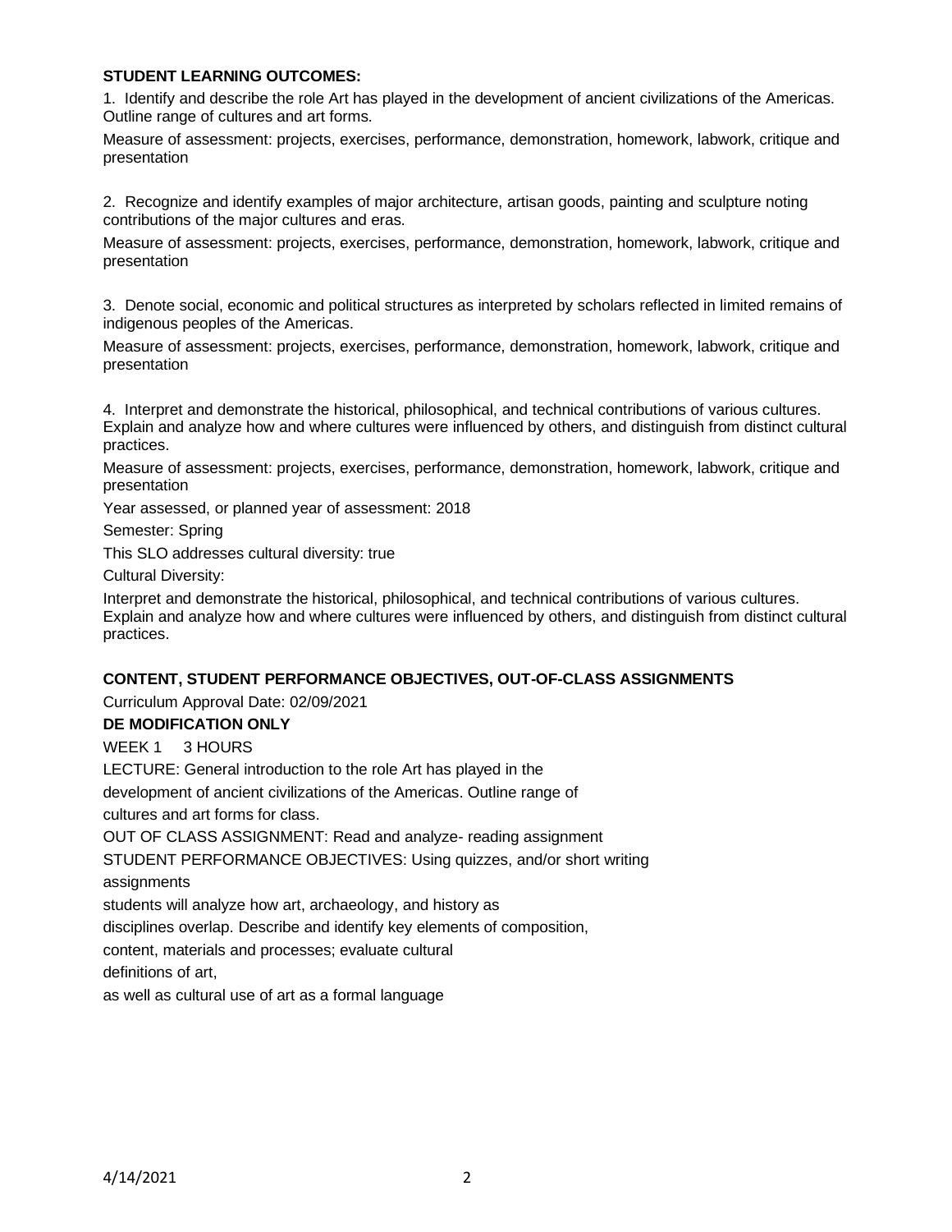**STUDENT LEARNING OUTCOMES:**

1. Identify and describe the role Art has played in the development of ancient civilizations of the Americas. Outline range of cultures and art forms.

Measure of assessment: projects, exercises, performance, demonstration, homework, labwork, critique and presentation

2. Recognize and identify examples of major architecture, artisan goods, painting and sculpture noting contributions of the major cultures and eras.

Measure of assessment: projects, exercises, performance, demonstration, homework, labwork, critique and presentation

3. Denote social, economic and political structures as interpreted by scholars reflected in limited remains of indigenous peoples of the Americas.

Measure of assessment: projects, exercises, performance, demonstration, homework, labwork, critique and presentation

4. Interpret and demonstrate the historical, philosophical, and technical contributions of various cultures. Explain and analyze how and where cultures were influenced by others, and distinguish from distinct cultural practices.

Measure of assessment: projects, exercises, performance, demonstration, homework, labwork, critique and presentation

Year assessed, or planned year of assessment: 2018

Semester: Spring

This SLO addresses cultural diversity: true

Cultural Diversity:

Interpret and demonstrate the historical, philosophical, and technical contributions of various cultures. Explain and analyze how and where cultures were influenced by others, and distinguish from distinct cultural practices.

**CONTENT, STUDENT PERFORMANCE OBJECTIVES, OUT-OF-CLASS ASSIGNMENTS**

Curriculum Approval Date: 02/09/2021

**DE MODIFICATION ONLY**

WEEK 1 3 HOURS

LECTURE: General introduction to the role Art has played in the development of ancient civilizations of the Americas. Outline range of cultures and art forms for class.

OUT OF CLASS ASSIGNMENT: Read and analyze- reading assignment

STUDENT PERFORMANCE OBJECTIVES: Using quizzes, and/or short writing assignments students will analyze how art, archaeology, and history as disciplines overlap. Describe and identify key elements of composition, content, materials and processes; evaluate cultural definitions of art, as well as cultural use of art as a formal language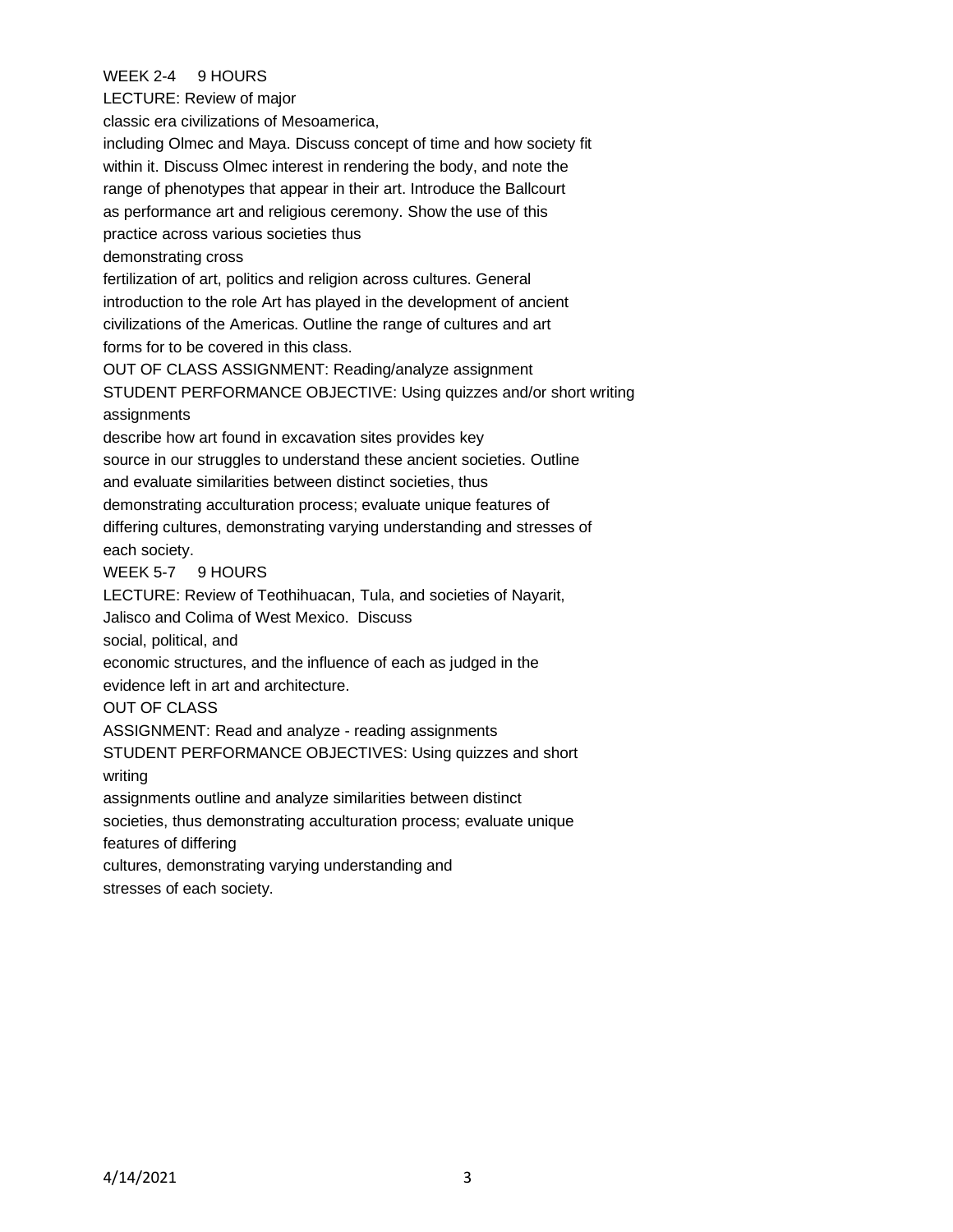WEEK 2-4 9 HOURS

LECTURE: Review of major classic era civilizations of Mesoamerica, including Olmec and Maya. Discuss concept of time and how society fit within it. Discuss Olmec interest in rendering the body, and note the range of phenotypes that appear in their art. Introduce the Ballcourt as performance art and religious ceremony. Show the use of this practice across various societies thus demonstrating cross fertilization of art, politics and religion across cultures. General introduction to the role Art has played in the development of ancient civilizations of the Americas. Outline the range of cultures and art forms for to be covered in this class.

OUT OF CLASS ASSIGNMENT: Reading/analyze assignment

STUDENT PERFORMANCE OBJECTIVE: Using quizzes and/or short writing assignments describe how art found in excavation sites provides key source in our struggles to understand these ancient societies. Outline and evaluate similarities between distinct societies, thus demonstrating acculturation process; evaluate unique features of differing cultures, demonstrating varying understanding and stresses of each society.

WEEK 5-7 9 HOURS

LECTURE: Review of Teothihuacan, Tula, and societies of Nayarit, Jalisco and Colima of West Mexico. Discuss social, political, and economic structures, and the influence of each as judged in the evidence left in art and architecture.

OUT OF CLASS ASSIGNMENT: Read and analyze - reading assignments

STUDENT PERFORMANCE OBJECTIVES: Using quizzes and short writing assignments outline and analyze similarities between distinct societies, thus demonstrating acculturation process; evaluate unique features of differing cultures, demonstrating varying understanding and stresses of each society.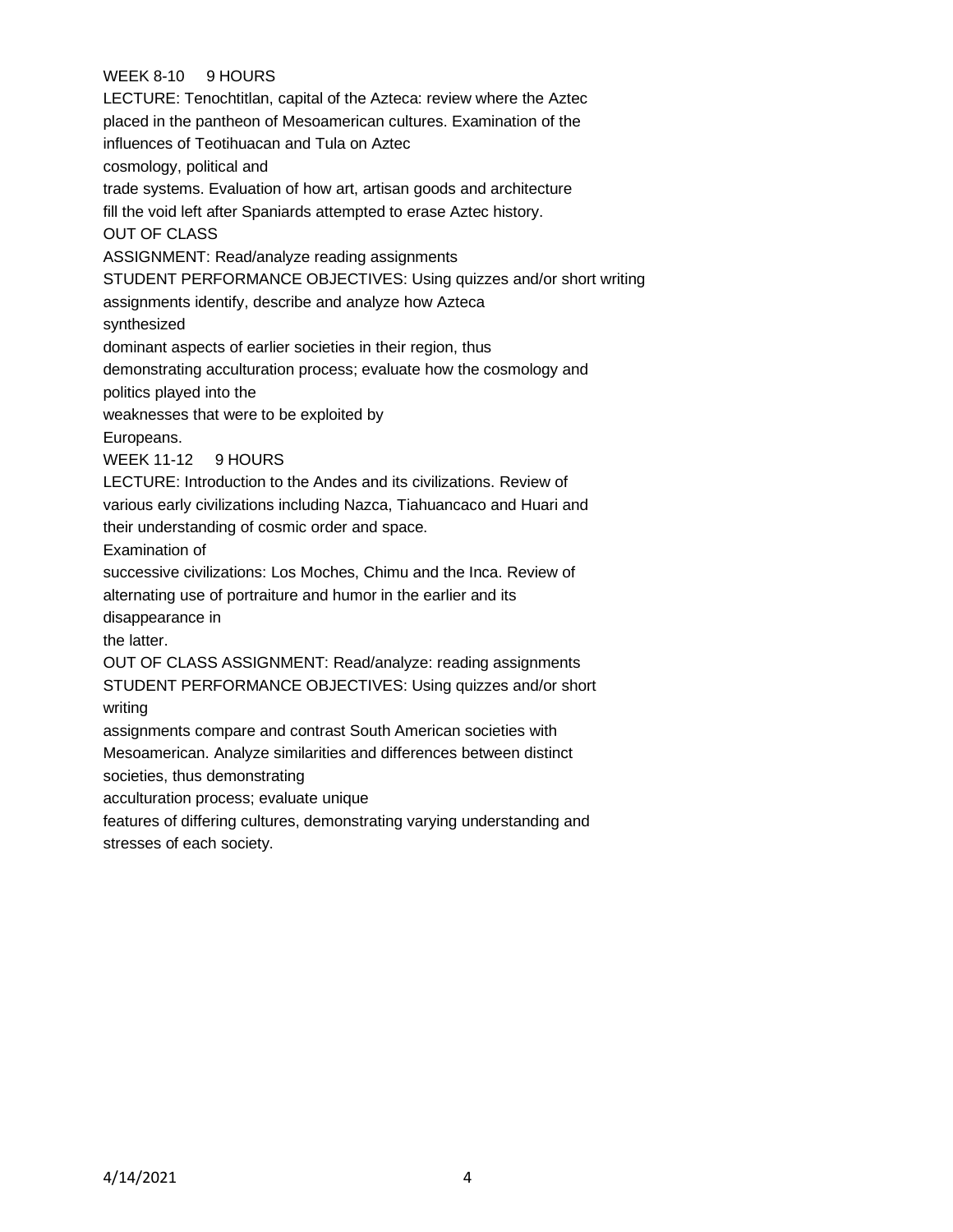WEEK 8-10 9 HOURS

LECTURE: Tenochtitlan, capital of the Azteca: review where the Aztec placed in the pantheon of Mesoamerican cultures. Examination of the influences of Teotihuacan and Tula on Aztec cosmology, political and trade systems. Evaluation of how art, artisan goods and architecture fill the void left after Spaniards attempted to erase Aztec history.

OUT OF CLASS ASSIGNMENT: Read/analyze reading assignments

STUDENT PERFORMANCE OBJECTIVES: Using quizzes and/or short writing assignments identify, describe and analyze how Azteca synthesized dominant aspects of earlier societies in their region, thus demonstrating acculturation process; evaluate how the cosmology and politics played into the weaknesses that were to be exploited by Europeans.

WEEK 11-12 9 HOURS

LECTURE: Introduction to the Andes and its civilizations. Review of various early civilizations including Nazca, Tiahuancaco and Huari and their understanding of cosmic order and space. Examination of successive civilizations: Los Moches, Chimu and the Inca. Review of alternating use of portraiture and humor in the earlier and its disappearance in the latter.

OUT OF CLASS ASSIGNMENT: Read/analyze: reading assignments

STUDENT PERFORMANCE OBJECTIVES: Using quizzes and/or short writing assignments compare and contrast South American societies with Mesoamerican. Analyze similarities and differences between distinct societies, thus demonstrating acculturation process; evaluate unique features of differing cultures, demonstrating varying understanding and stresses of each society.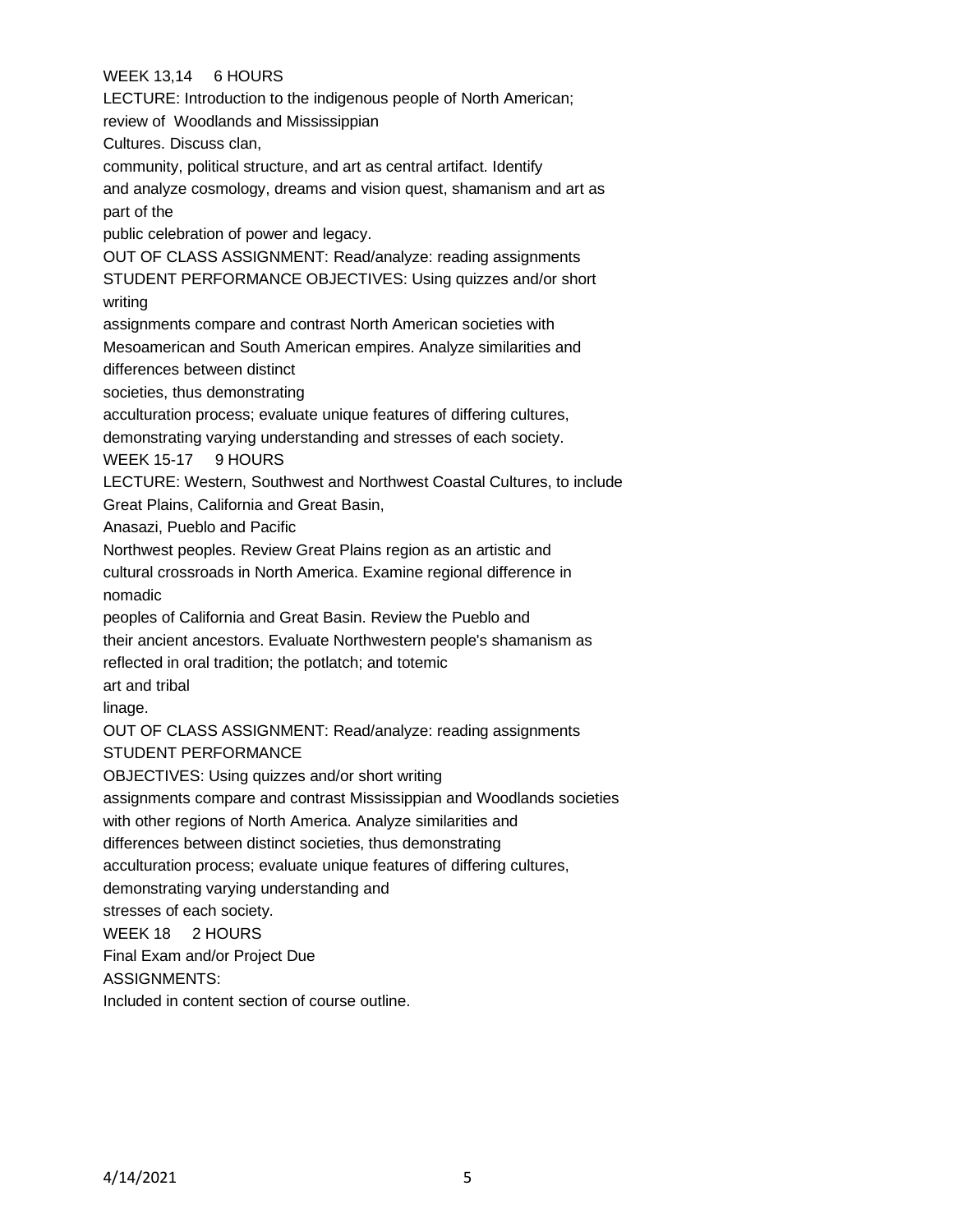WEEK 13,14 6 HOURS

LECTURE: Introduction to the indigenous people of North American; review of Woodlands and Mississippian Cultures. Discuss clan, community, political structure, and art as central artifact. Identify and analyze cosmology, dreams and vision quest, shamanism and art as part of the public celebration of power and legacy.

OUT OF CLASS ASSIGNMENT: Read/analyze: reading assignments

STUDENT PERFORMANCE OBJECTIVES: Using quizzes and/or short writing assignments compare and contrast North American societies with Mesoamerican and South American empires. Analyze similarities and differences between distinct societies, thus demonstrating acculturation process; evaluate unique features of differing cultures, demonstrating varying understanding and stresses of each society.

WEEK 15-17 9 HOURS

LECTURE: Western, Southwest and Northwest Coastal Cultures, to include Great Plains, California and Great Basin, Anasazi, Pueblo and Pacific Northwest peoples. Review Great Plains region as an artistic and cultural crossroads in North America. Examine regional difference in nomadic peoples of California and Great Basin. Review the Pueblo and their ancient ancestors. Evaluate Northwestern people's shamanism as reflected in oral tradition; the potlatch; and totemic art and tribal linage.

OUT OF CLASS ASSIGNMENT: Read/analyze: reading assignments

STUDENT PERFORMANCE OBJECTIVES: Using quizzes and/or short writing assignments compare and contrast Mississippian and Woodlands societies with other regions of North America. Analyze similarities and differences between distinct societies, thus demonstrating acculturation process; evaluate unique features of differing cultures, demonstrating varying understanding and stresses of each society.

WEEK 18 2 HOURS

Final Exam and/or Project Due

ASSIGNMENTS:

Included in content section of course outline.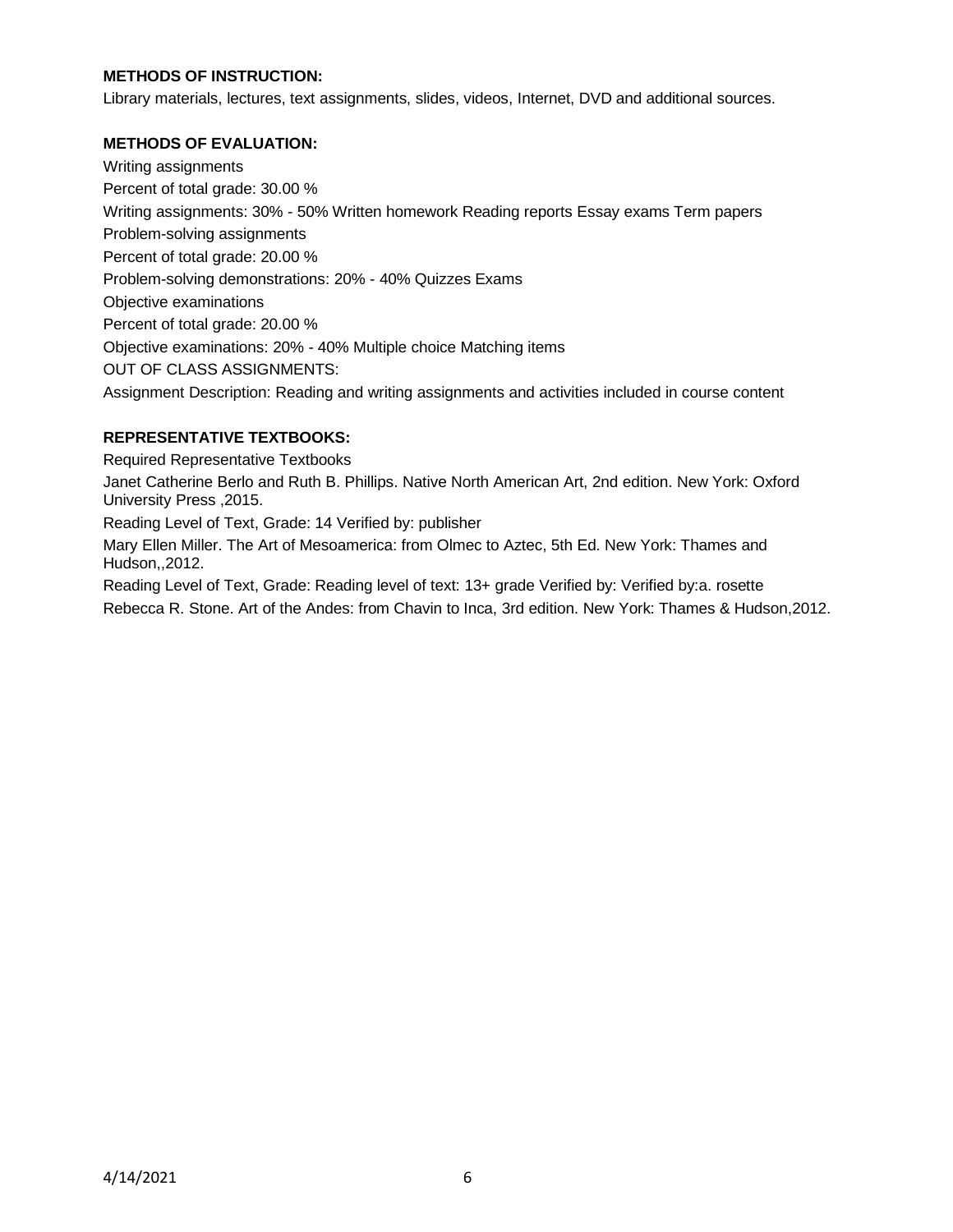**METHODS OF INSTRUCTION:**

Library materials, lectures, text assignments, slides, videos, Internet, DVD and additional sources.

**METHODS OF EVALUATION:**

Writing assignments

Percent of total grade: 30.00 %

Writing assignments: 30% - 50% Written homework Reading reports Essay exams Term papers

Problem-solving assignments

Percent of total grade: 20.00 %

Problem-solving demonstrations: 20% - 40% Quizzes Exams

Objective examinations

Percent of total grade: 20.00 %

Objective examinations: 20% - 40% Multiple choice Matching items

OUT OF CLASS ASSIGNMENTS:

Assignment Description: Reading and writing assignments and activities included in course content

**REPRESENTATIVE TEXTBOOKS:**

Required Representative Textbooks

Janet Catherine Berlo and Ruth B. Phillips. Native North American Art, 2nd edition. New York: Oxford University Press ,2015.

Reading Level of Text, Grade: 14 Verified by: publisher

Mary Ellen Miller. The Art of Mesoamerica: from Olmec to Aztec, 5th Ed. New York: Thames and Hudson,,2012.

Reading Level of Text, Grade: Reading level of text: 13+ grade Verified by: Verified by:a. rosette

Rebecca R. Stone. Art of the Andes: from Chavin to Inca, 3rd edition. New York: Thames & Hudson,2012.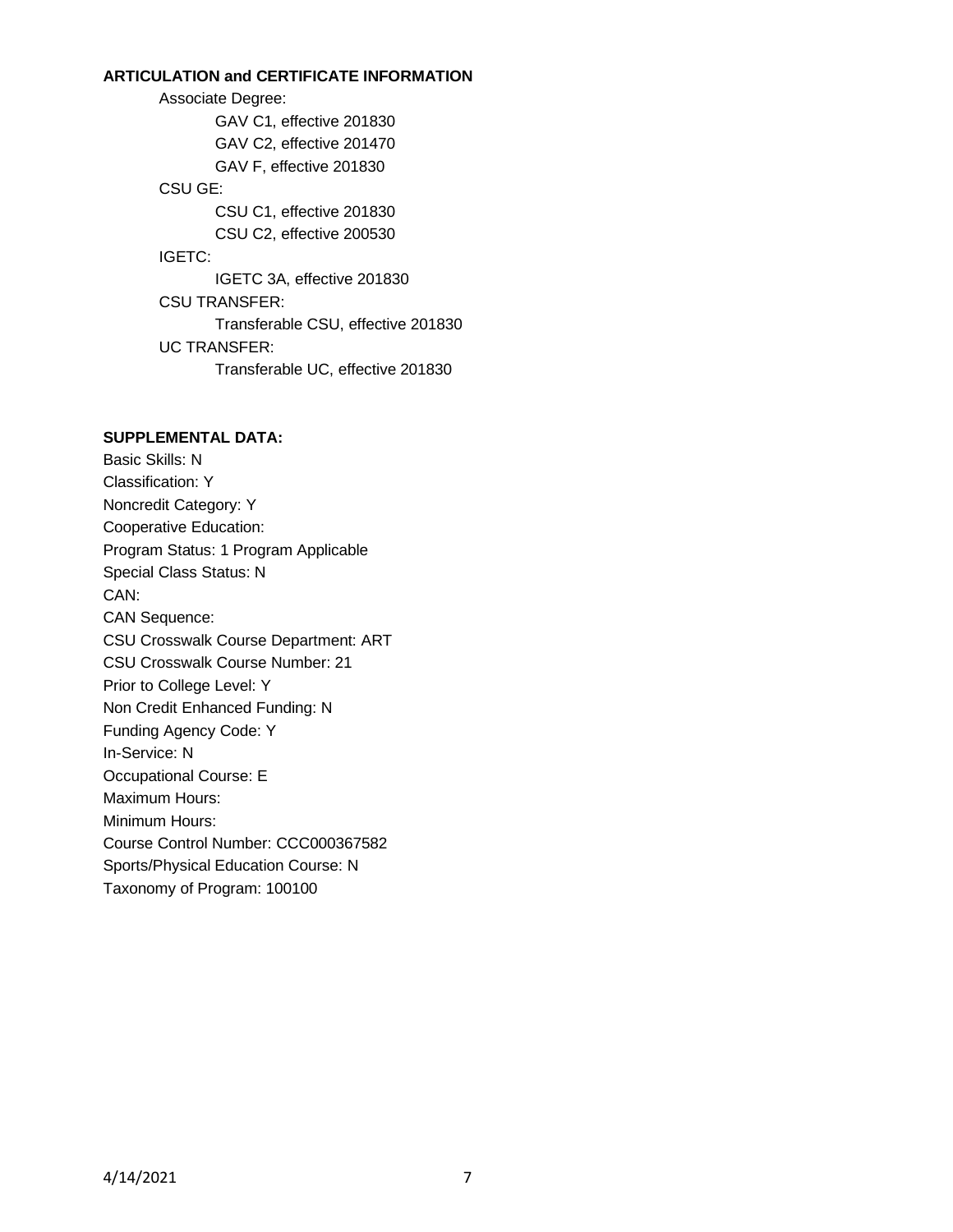**ARTICULATION and CERTIFICATE INFORMATION**

Associate Degree:

- GAV C1, effective 201830
- GAV C2, effective 201470
- GAV F, effective 201830

CSU GE:

- CSU C1, effective 201830
- CSU C2, effective 200530

IGETC:

- IGETC 3A, effective 201830

CSU TRANSFER:

- Transferable CSU, effective 201830

UC TRANSFER:

- Transferable UC, effective 201830

**SUPPLEMENTAL DATA:**

Basic Skills: N
Classification: Y
Noncredit Category: Y
Cooperative Education:
Program Status: 1 Program Applicable
Special Class Status: N
CAN:
CAN Sequence:
CSU Crosswalk Course Department: ART
CSU Crosswalk Course Number: 21
Prior to College Level: Y
Non Credit Enhanced Funding: N
Funding Agency Code: Y
In-Service: N
Occupational Course: E
Maximum Hours:
Minimum Hours:
Course Control Number: CCC000367582
Sports/Physical Education Course: N
Taxonomy of Program: 100100